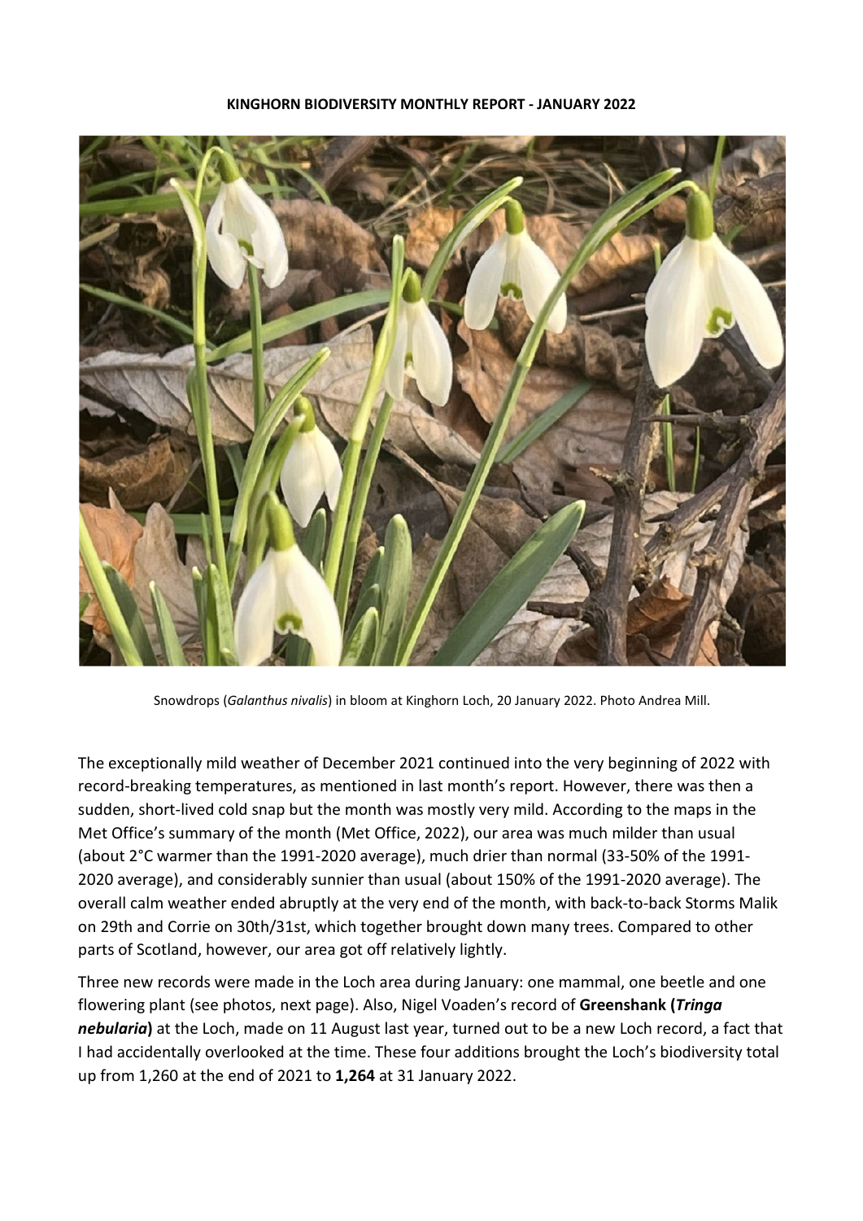**KINGHORN BIODIVERSITY MONTHLY REPORT - JANUARY 2022**

Snowdrops (*Galanthus nivalis*) in bloom at Kinghorn Loch, 20 January 2022. Photo Andrea Mill.

The exceptionally mild weather of December 2021 continued into the very beginning of 2022 with record-breaking temperatures, as mentioned in last month's report. However, there was then a sudden, short-lived cold snap but the month was mostly very mild. According to the maps in the Met Office's summary of the month (Met Office, 2022), our area was much milder than usual (about 2°C warmer than the 1991-2020 average), much drier than normal (33-50% of the 1991-2020 average), and considerably sunnier than usual (about 150% of the 1991-2020 average). The overall calm weather ended abruptly at the very end of the month, with back-to-back Storms Malik on 29th and Corrie on 30th/31st, which together brought down many trees. Compared to other parts of Scotland, however, our area got off relatively lightly.

Three new records were made in the Loch area during January: one mammal, one beetle and one flowering plant (see photos, next page). Also, Nigel Voaden's record of **Greenshank (*Tringa nebularia*)** at the Loch, made on 11 August last year, turned out to be a new Loch record, a fact that I had accidentally overlooked at the time. These four additions brought the Loch's biodiversity total up from 1,260 at the end of 2021 to **1,264** at 31 January 2022.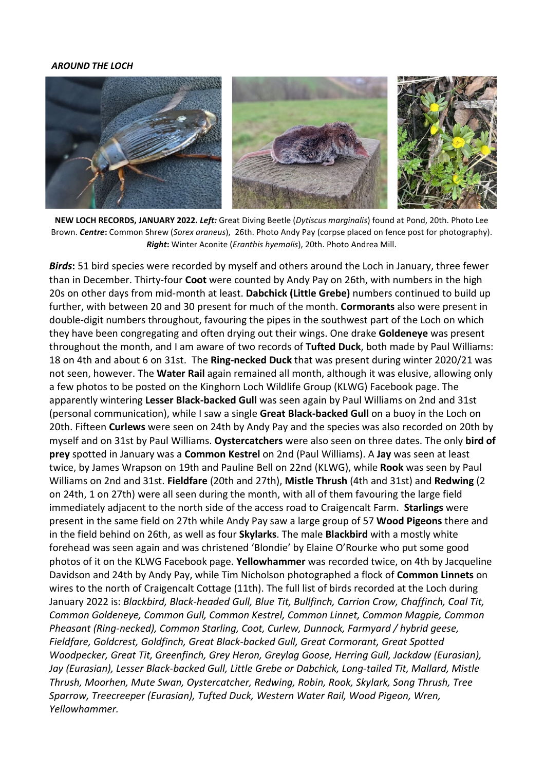*AROUND THE LOCH*

**NEW LOCH RECORDS, JANUARY 2022.** ***Left:*** Great Diving Beetle (*Dytiscus marginalis*) found at Pond, 20th. Photo Lee Brown. ***Centre*****:** Common Shrew (*Sorex araneus*), 26th. Photo Andy Pay (corpse placed on fence post for photography). ***Right*****:** Winter Aconite (*Eranthis hyemalis*), 20th. Photo Andrea Mill.

***Birds*****:** 51 bird species were recorded by myself and others around the Loch in January, three fewer than in December. Thirty-four **Coot** were counted by Andy Pay on 26th, with numbers in the high 20s on other days from mid-month at least. **Dabchick (Little Grebe)** numbers continued to build up further, with between 20 and 30 present for much of the month. **Cormorants** also were present in double-digit numbers throughout, favouring the pipes in the southwest part of the Loch on which they have been congregating and often drying out their wings. One drake **Goldeneye** was present throughout the month, and I am aware of two records of **Tufted Duck**, both made by Paul Williams: 18 on 4th and about 6 on 31st. The **Ring-necked Duck** that was present during winter 2020/21 was not seen, however. The **Water Rail** again remained all month, although it was elusive, allowing only a few photos to be posted on the Kinghorn Loch Wildlife Group (KLWG) Facebook page. The apparently wintering **Lesser Black-backed Gull** was seen again by Paul Williams on 2nd and 31st (personal communication), while I saw a single **Great Black-backed Gull** on a buoy in the Loch on 20th. Fifteen **Curlews** were seen on 24th by Andy Pay and the species was also recorded on 20th by myself and on 31st by Paul Williams. **Oystercatchers** were also seen on three dates. The only **bird of prey** spotted in January was a **Common Kestrel** on 2nd (Paul Williams). A **Jay** was seen at least twice, by James Wrapson on 19th and Pauline Bell on 22nd (KLWG), while **Rook** was seen by Paul Williams on 2nd and 31st. **Fieldfare** (20th and 27th), **Mistle Thrush** (4th and 31st) and **Redwing** (2 on 24th, 1 on 27th) were all seen during the month, with all of them favouring the large field immediately adjacent to the north side of the access road to Craigencalt Farm. **Starlings** were present in the same field on 27th while Andy Pay saw a large group of 57 **Wood Pigeons** there and in the field behind on 26th, as well as four **Skylarks**. The male **Blackbird** with a mostly white forehead was seen again and was christened 'Blondie' by Elaine O'Rourke who put some good photos of it on the KLWG Facebook page. **Yellowhammer** was recorded twice, on 4th by Jacqueline Davidson and 24th by Andy Pay, while Tim Nicholson photographed a flock of **Common Linnets** on wires to the north of Craigencalt Cottage (11th). The full list of birds recorded at the Loch during January 2022 is: *Blackbird, Black-headed Gull, Blue Tit, Bullfinch, Carrion Crow, Chaffinch, Coal Tit, Common Goldeneye, Common Gull, Common Kestrel, Common Linnet, Common Magpie, Common Pheasant (Ring-necked), Common Starling, Coot, Curlew, Dunnock, Farmyard / hybrid geese, Fieldfare, Goldcrest, Goldfinch, Great Black-backed Gull, Great Cormorant, Great Spotted Woodpecker, Great Tit, Greenfinch, Grey Heron, Greylag Goose, Herring Gull, Jackdaw (Eurasian), Jay (Eurasian), Lesser Black-backed Gull, Little Grebe or Dabchick, Long-tailed Tit, Mallard, Mistle Thrush, Moorhen, Mute Swan, Oystercatcher, Redwing, Robin, Rook, Skylark, Song Thrush, Tree Sparrow, Treecreeper (Eurasian), Tufted Duck, Western Water Rail, Wood Pigeon, Wren, Yellowhammer.*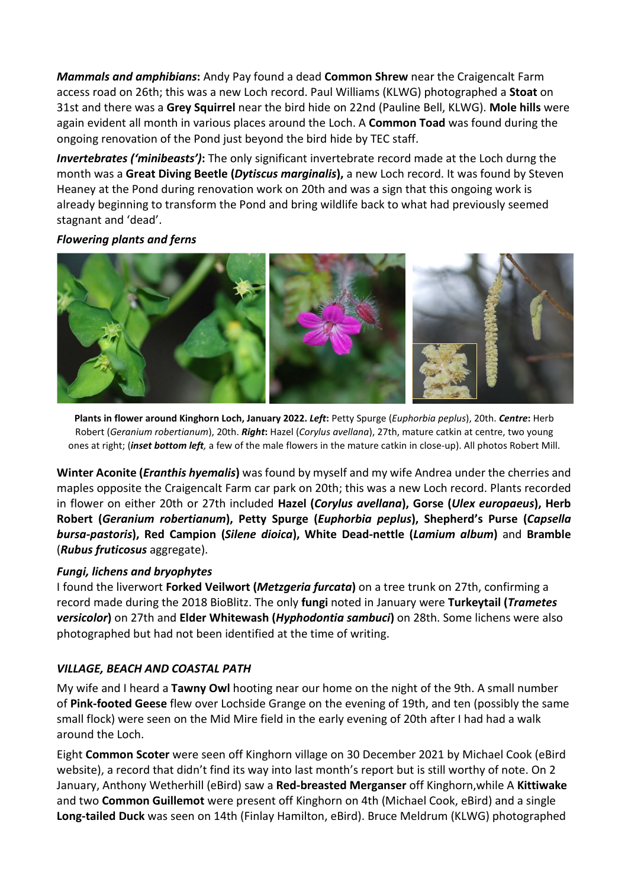***Mammals and amphibians*:** Andy Pay found a dead **Common Shrew** near the Craigencalt Farm access road on 26th; this was a new Loch record. Paul Williams (KLWG) photographed a **Stoat** on 31st and there was a **Grey Squirrel** near the bird hide on 22nd (Pauline Bell, KLWG). **Mole hills** were again evident all month in various places around the Loch. A **Common Toad** was found during the ongoing renovation of the Pond just beyond the bird hide by TEC staff.

***Invertebrates ('minibeasts')*:** The only significant invertebrate record made at the Loch durng the month was a **Great Diving Beetle (*Dytiscus marginalis*),** a new Loch record. It was found by Steven Heaney at the Pond during renovation work on 20th and was a sign that this ongoing work is already beginning to transform the Pond and bring wildlife back to what had previously seemed stagnant and 'dead'.

***Flowering plants and ferns***

**Plants in flower around Kinghorn Loch, January 2022. *Left*:** Petty Spurge (*Euphorbia peplus*), 20th. ***Centre*:** Herb Robert (*Geranium robertianum*), 20th. ***Right*:** Hazel (*Corylus avellana*), 27th, mature catkin at centre, two young ones at right; (***inset bottom left***, a few of the male flowers in the mature catkin in close-up). All photos Robert Mill.

**Winter Aconite (*Eranthis hyemalis*)** was found by myself and my wife Andrea under the cherries and maples opposite the Craigencalt Farm car park on 20th; this was a new Loch record. Plants recorded in flower on either 20th or 27th included **Hazel (*Corylus avellana*), Gorse (*Ulex europaeus*), Herb Robert (*Geranium robertianum*), Petty Spurge (*Euphorbia peplus*), Shepherd's Purse (*Capsella bursa-pastoris*), Red Campion (*Silene dioica*), White Dead-nettle (*Lamium album*)** and **Bramble** (***Rubus fruticosus*** aggregate).

***Fungi, lichens and bryophytes***

I found the liverwort **Forked Veilwort (*Metzgeria furcata*)** on a tree trunk on 27th, confirming a record made during the 2018 BioBlitz. The only **fungi** noted in January were **Turkeytail (*Trametes versicolor*)** on 27th and **Elder Whitewash (*Hyphodontia sambuci*)** on 28th. Some lichens were also photographed but had not been identified at the time of writing.

## *VILLAGE, BEACH AND COASTAL PATH*

My wife and I heard a **Tawny Owl** hooting near our home on the night of the 9th. A small number of **Pink-footed Geese** flew over Lochside Grange on the evening of 19th, and ten (possibly the same small flock) were seen on the Mid Mire field in the early evening of 20th after I had had a walk around the Loch.

Eight **Common Scoter** were seen off Kinghorn village on 30 December 2021 by Michael Cook (eBird website), a record that didn't find its way into last month's report but is still worthy of note. On 2 January, Anthony Wetherhill (eBird) saw a **Red-breasted Merganser** off Kinghorn,while A **Kittiwake** and two **Common Guillemot** were present off Kinghorn on 4th (Michael Cook, eBird) and a single **Long-tailed Duck** was seen on 14th (Finlay Hamilton, eBird). Bruce Meldrum (KLWG) photographed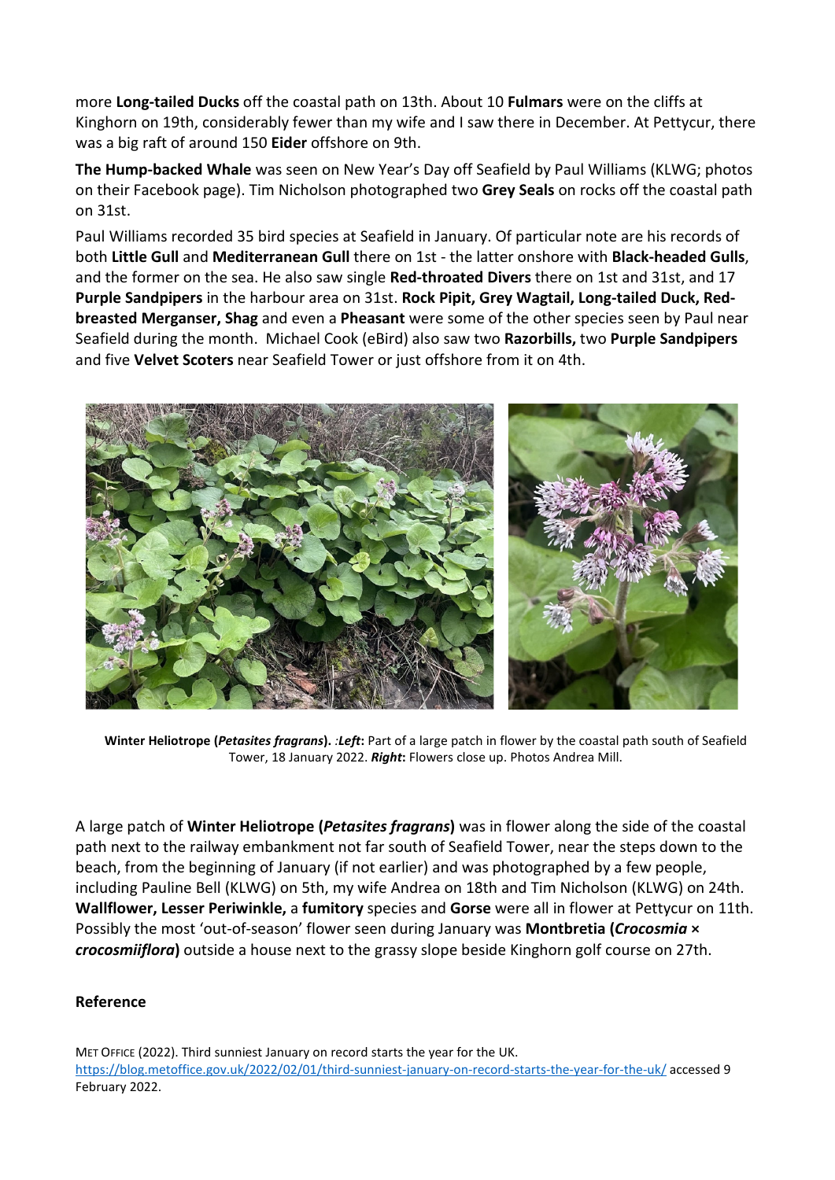more **Long-tailed Ducks** off the coastal path on 13th. About 10 **Fulmars** were on the cliffs at Kinghorn on 19th, considerably fewer than my wife and I saw there in December. At Pettycur, there was a big raft of around 150 **Eider** offshore on 9th.

**The Hump-backed Whale** was seen on New Year's Day off Seafield by Paul Williams (KLWG; photos on their Facebook page). Tim Nicholson photographed two **Grey Seals** on rocks off the coastal path on 31st.

Paul Williams recorded 35 bird species at Seafield in January. Of particular note are his records of both **Little Gull** and **Mediterranean Gull** there on 1st - the latter onshore with **Black-headed Gulls**, and the former on the sea. He also saw single **Red-throated Divers** there on 1st and 31st, and 17 **Purple Sandpipers** in the harbour area on 31st. **Rock Pipit, Grey Wagtail, Long-tailed Duck, Red-breasted Merganser, Shag** and even a **Pheasant** were some of the other species seen by Paul near Seafield during the month. Michael Cook (eBird) also saw two **Razorbills,** two **Purple Sandpipers** and five **Velvet Scoters** near Seafield Tower or just offshore from it on 4th.

**Winter Heliotrope (*Petasites fragrans*).** *:Left***:** Part of a large patch in flower by the coastal path south of Seafield Tower, 18 January 2022. ***Right*:** Flowers close up. Photos Andrea Mill.

A large patch of **Winter Heliotrope (*Petasites fragrans*)** was in flower along the side of the coastal path next to the railway embankment not far south of Seafield Tower, near the steps down to the beach, from the beginning of January (if not earlier) and was photographed by a few people, including Pauline Bell (KLWG) on 5th, my wife Andrea on 18th and Tim Nicholson (KLWG) on 24th. **Wallflower, Lesser Periwinkle,** a **fumitory** species and **Gorse** were all in flower at Pettycur on 11th. Possibly the most 'out-of-season' flower seen during January was **Montbretia (*Crocosmia* × *crocosmiiflora*)** outside a house next to the grassy slope beside Kinghorn golf course on 27th.

## Reference

MET OFFICE (2022). Third sunniest January on record starts the year for the UK. https://blog.metoffice.gov.uk/2022/02/01/third-sunniest-january-on-record-starts-the-year-for-the-uk/ accessed 9 February 2022.